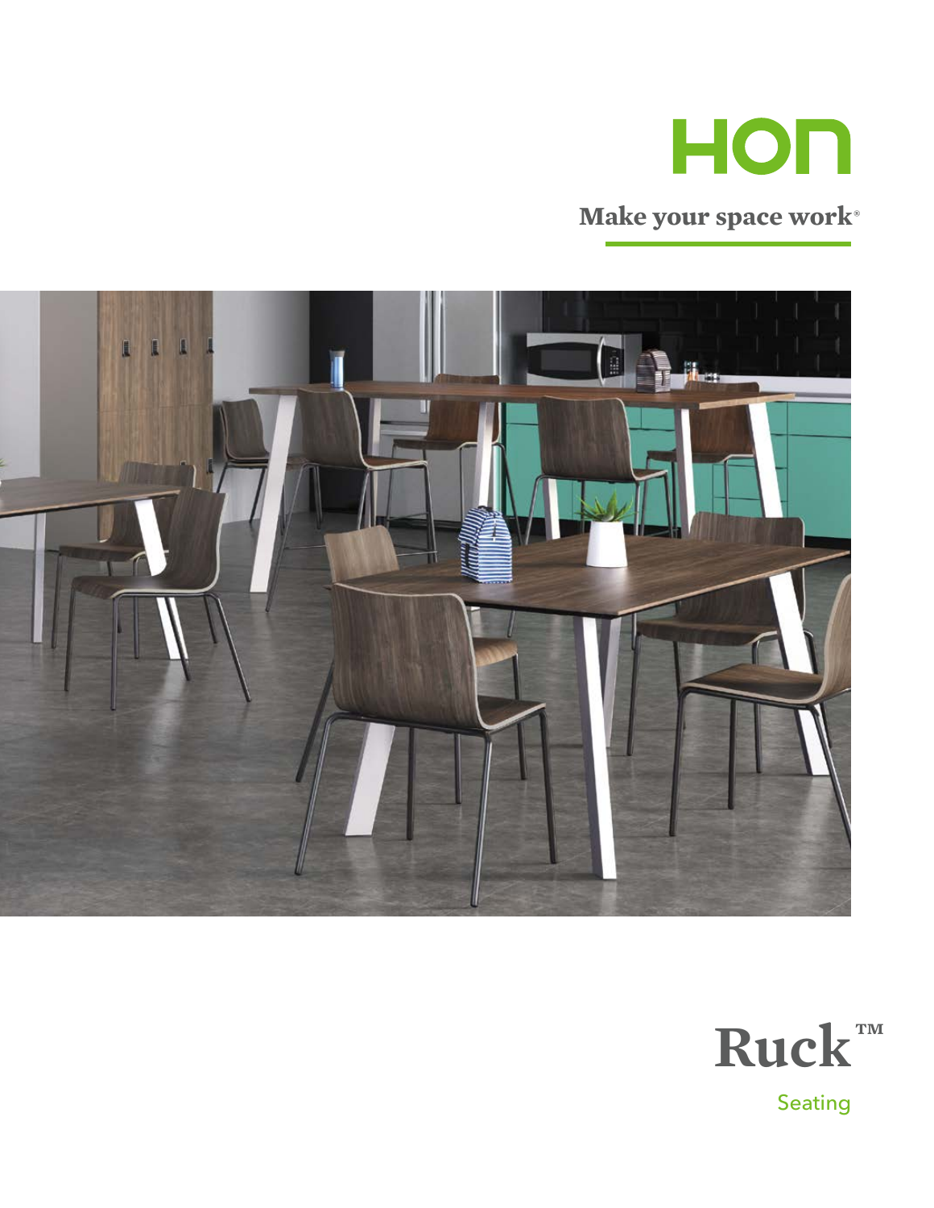HON

Make your space work®

# Ruck™

Seating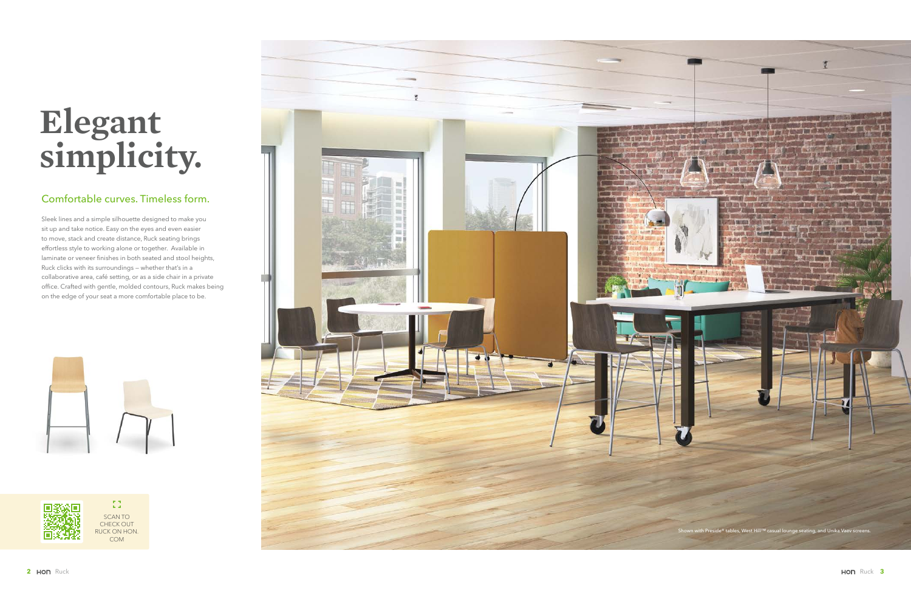# Elegant simplicity.

## Comfortable curves. Timeless form.

Sleek lines and a simple silhouette designed to make you sit up and take notice. Easy on the eyes and even easier to move, stack and create distance, Ruck seating brings effortless style to working alone or together. Available in laminate or veneer finishes in both seated and stool heights, Ruck clicks with its surroundings — whether that's in a collaborative area, café setting, or as a side chair in a private office. Crafted with gentle, molded contours, Ruck makes being on the edge of your seat a more comfortable place to be.

SCAN TO CHECK OUT RUCK ON HON.COM

Shown with Preside® tables, West Hill™ casual lounge seating, and Unika Vaev screens.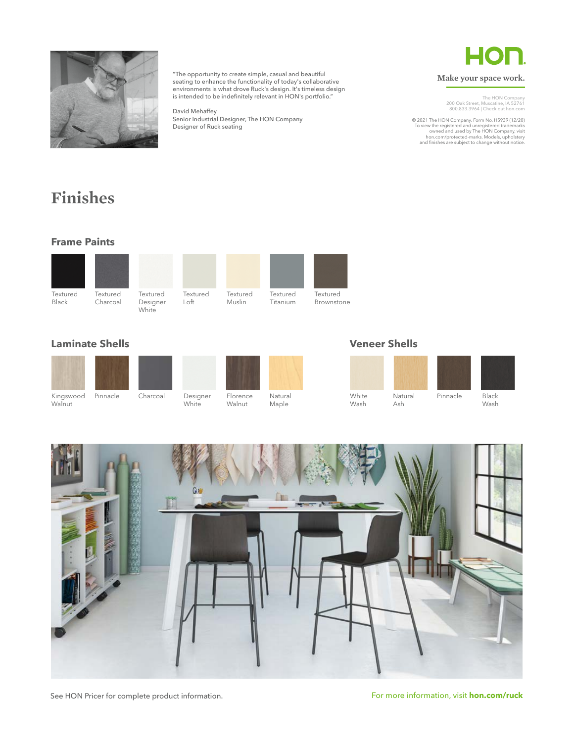"The opportunity to create simple, casual and beautiful seating to enhance the functionality of today's collaborative environments is what drove Ruck's design. It's timeless design is intended to be indefinitely relevant in HON's portfolio."

David Mehaffey
Senior Industrial Designer, The HON Company
Designer of Ruck seating

HON

Make your space work.

The HON Company
200 Oak Street, Muscatine, IA 52761
800.833.3964 | Check out hon.com

© 2021 The HON Company. Form No. H5939 (12/20)
To view the registered and unregistered trademarks owned and used by The HON Company, visit hon.com/protected-marks. Models, upholstery and finishes are subject to change without notice.

# Finishes

## Frame Paints

Textured Black

Textured Charcoal

Textured Designer White

Textured Loft

Textured Muslin

Textured Titanium

Textured Brownstone

## Laminate Shells

Kingswood Walnut

Pinnacle

Charcoal

Designer White

Florence Walnut

Natural Maple

## Veneer Shells

White Wash

Natural Ash

Pinnacle

Black Wash

See HON Pricer for complete product information.

For more information, visit **hon.com/ruck**